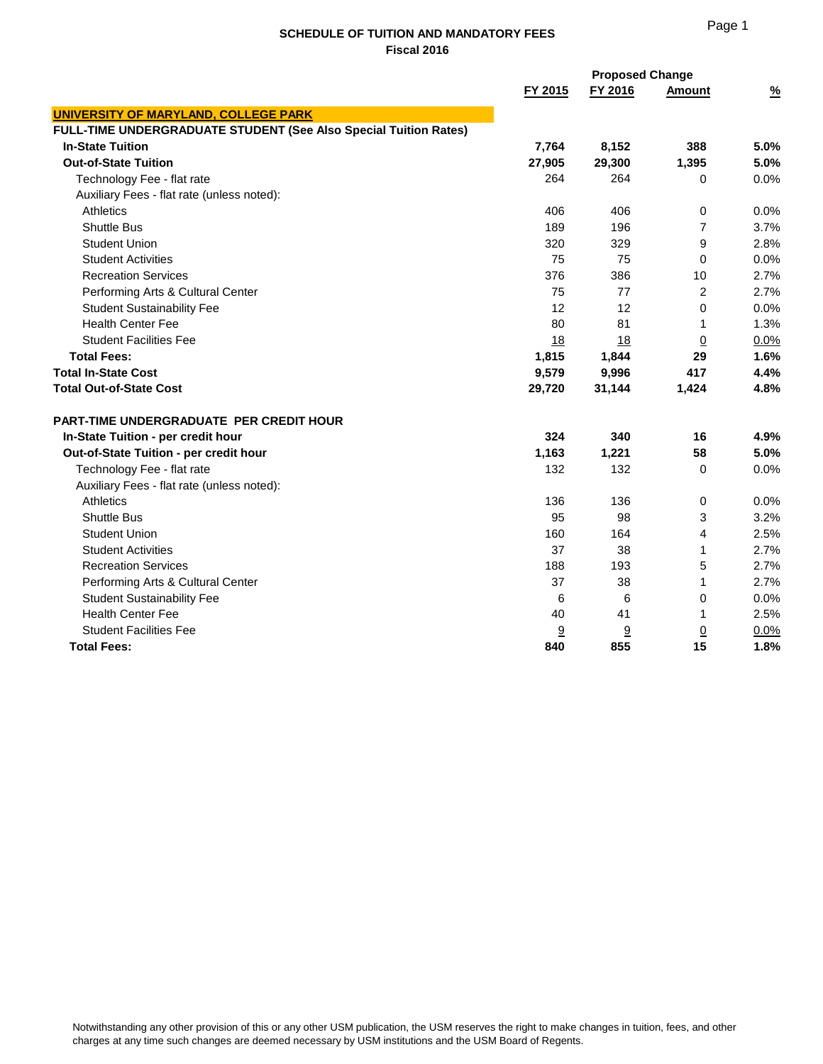**SCHEDULE OF TUITION AND MANDATORY FEES**
**Fiscal 2016**

| | FY 2015 | FY 2016 | Proposed Change Amount | % |
|---|---|---|---|---|
| **UNIVERSITY OF MARYLAND, COLLEGE PARK** | | | | |
| **FULL-TIME UNDERGRADUATE STUDENT (See Also Special Tuition Rates)** | | | | |
| **In-State Tuition** | **7,764** | **8,152** | **388** | **5.0%** |
| **Out-of-State Tuition** | **27,905** | **29,300** | **1,395** | **5.0%** |
| Technology Fee - flat rate | 264 | 264 | 0 | 0.0% |
| Auxiliary Fees - flat rate (unless noted): | | | | |
| Athletics | 406 | 406 | 0 | 0.0% |
| Shuttle Bus | 189 | 196 | 7 | 3.7% |
| Student Union | 320 | 329 | 9 | 2.8% |
| Student Activities | 75 | 75 | 0 | 0.0% |
| Recreation Services | 376 | 386 | 10 | 2.7% |
| Performing Arts & Cultural Center | 75 | 77 | 2 | 2.7% |
| Student Sustainability Fee | 12 | 12 | 0 | 0.0% |
| Health Center Fee | 80 | 81 | 1 | 1.3% |
| Student Facilities Fee | 18 | 18 | 0 | 0.0% |
| **Total Fees:** | **1,815** | **1,844** | **29** | **1.6%** |
| **Total In-State Cost** | **9,579** | **9,996** | **417** | **4.4%** |
| **Total Out-of-State Cost** | **29,720** | **31,144** | **1,424** | **4.8%** |
| | | | | |
| **PART-TIME UNDERGRADUATE PER CREDIT HOUR** | | | | |
| **In-State Tuition - per credit hour** | **324** | **340** | **16** | **4.9%** |
| **Out-of-State Tuition - per credit hour** | **1,163** | **1,221** | **58** | **5.0%** |
| Technology Fee - flat rate | 132 | 132 | 0 | 0.0% |
| Auxiliary Fees - flat rate (unless noted): | | | | |
| Athletics | 136 | 136 | 0 | 0.0% |
| Shuttle Bus | 95 | 98 | 3 | 3.2% |
| Student Union | 160 | 164 | 4 | 2.5% |
| Student Activities | 37 | 38 | 1 | 2.7% |
| Recreation Services | 188 | 193 | 5 | 2.7% |
| Performing Arts & Cultural Center | 37 | 38 | 1 | 2.7% |
| Student Sustainability Fee | 6 | 6 | 0 | 0.0% |
| Health Center Fee | 40 | 41 | 1 | 2.5% |
| Student Facilities Fee | 9 | 9 | 0 | 0.0% |
| **Total Fees:** | **840** | **855** | **15** | **1.8%** |

Notwithstanding any other provision of this or any other USM publication, the USM reserves the right to make changes in tuition, fees, and other charges at any time such changes are deemed necessary by USM institutions and the USM Board of Regents.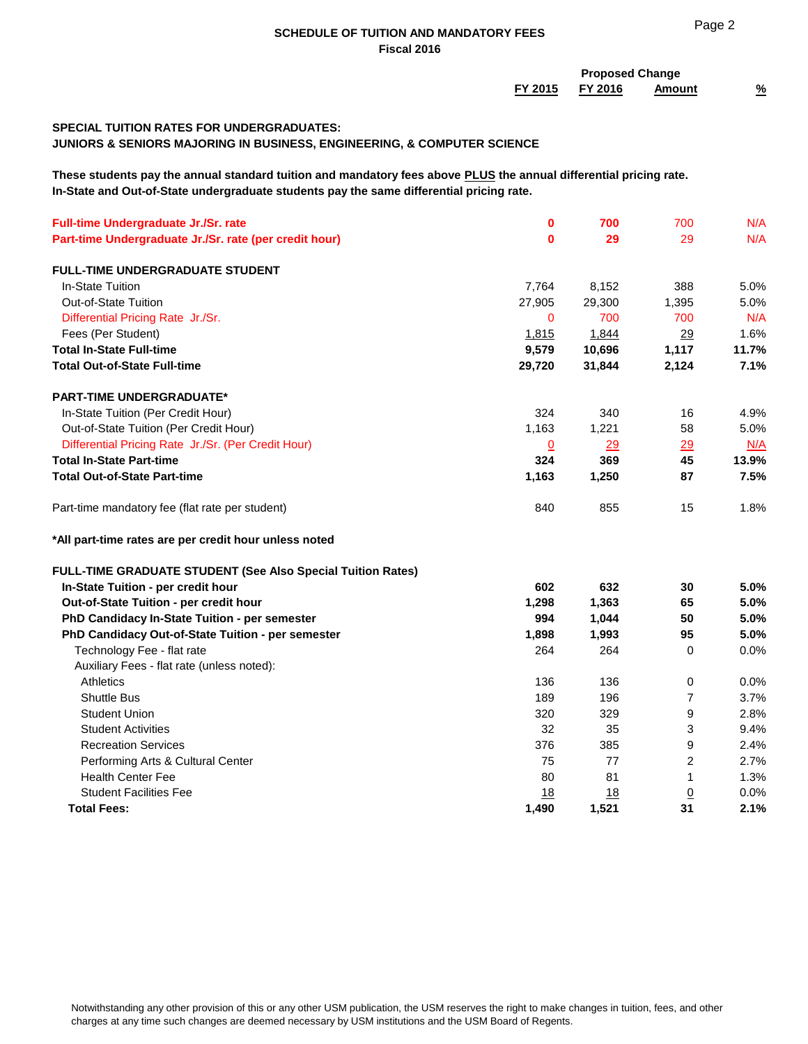## SCHEDULE OF TUITION AND MANDATORY FEES
**Fiscal 2016**

**SPECIAL TUITION RATES FOR UNDERGRADUATES:**
**JUNIORS & SENIORS MAJORING IN BUSINESS, ENGINEERING, & COMPUTER SCIENCE**

**These students pay the annual standard tuition and mandatory fees above PLUS the annual differential pricing rate. In-State and Out-of-State undergraduate students pay the same differential pricing rate.**

| | FY 2015 | FY 2016 | Proposed Change Amount | % |
|---|---|---|---|---|
| **Full-time Undergraduate Jr./Sr. rate** | **0** | **700** | 700 | N/A |
| **Part-time Undergraduate Jr./Sr. rate (per credit hour)** | **0** | **29** | 29 | N/A |
| **FULL-TIME UNDERGRADUATE STUDENT** | | | | |
| In-State Tuition | 7,764 | 8,152 | 388 | 5.0% |
| Out-of-State Tuition | 27,905 | 29,300 | 1,395 | 5.0% |
| Differential Pricing Rate Jr./Sr. | 0 | 700 | 700 | N/A |
| Fees (Per Student) | 1,815 | 1,844 | 29 | 1.6% |
| **Total In-State Full-time** | **9,579** | **10,696** | **1,117** | **11.7%** |
| **Total Out-of-State Full-time** | **29,720** | **31,844** | **2,124** | **7.1%** |
| **PART-TIME UNDERGRADUATE*** | | | | |
| In-State Tuition (Per Credit Hour) | 324 | 340 | 16 | 4.9% |
| Out-of-State Tuition (Per Credit Hour) | 1,163 | 1,221 | 58 | 5.0% |
| Differential Pricing Rate Jr./Sr. (Per Credit Hour) | 0 | 29 | 29 | N/A |
| **Total In-State Part-time** | **324** | **369** | **45** | **13.9%** |
| **Total Out-of-State Part-time** | **1,163** | **1,250** | **87** | **7.5%** |
| Part-time mandatory fee (flat rate per student) | 840 | 855 | 15 | 1.8% |

***All part-time rates are per credit hour unless noted**

| | FY 2015 | FY 2016 | Proposed Change Amount | % |
|---|---|---|---|---|
| **FULL-TIME GRADUATE STUDENT (See Also Special Tuition Rates)** | | | | |
| **In-State Tuition - per credit hour** | **602** | **632** | **30** | **5.0%** |
| **Out-of-State Tuition - per credit hour** | **1,298** | **1,363** | **65** | **5.0%** |
| **PhD Candidacy In-State Tuition - per semester** | **994** | **1,044** | **50** | **5.0%** |
| **PhD Candidacy Out-of-State Tuition - per semester** | **1,898** | **1,993** | **95** | **5.0%** |
| Technology Fee - flat rate | 264 | 264 | 0 | 0.0% |
| Auxiliary Fees - flat rate (unless noted): | | | | |
| Athletics | 136 | 136 | 0 | 0.0% |
| Shuttle Bus | 189 | 196 | 7 | 3.7% |
| Student Union | 320 | 329 | 9 | 2.8% |
| Student Activities | 32 | 35 | 3 | 9.4% |
| Recreation Services | 376 | 385 | 9 | 2.4% |
| Performing Arts & Cultural Center | 75 | 77 | 2 | 2.7% |
| Health Center Fee | 80 | 81 | 1 | 1.3% |
| Student Facilities Fee | 18 | 18 | 0 | 0.0% |
| **Total Fees:** | **1,490** | **1,521** | **31** | **2.1%** |

Notwithstanding any other provision of this or any other USM publication, the USM reserves the right to make changes in tuition, fees, and other charges at any time such changes are deemed necessary by USM institutions and the USM Board of Regents.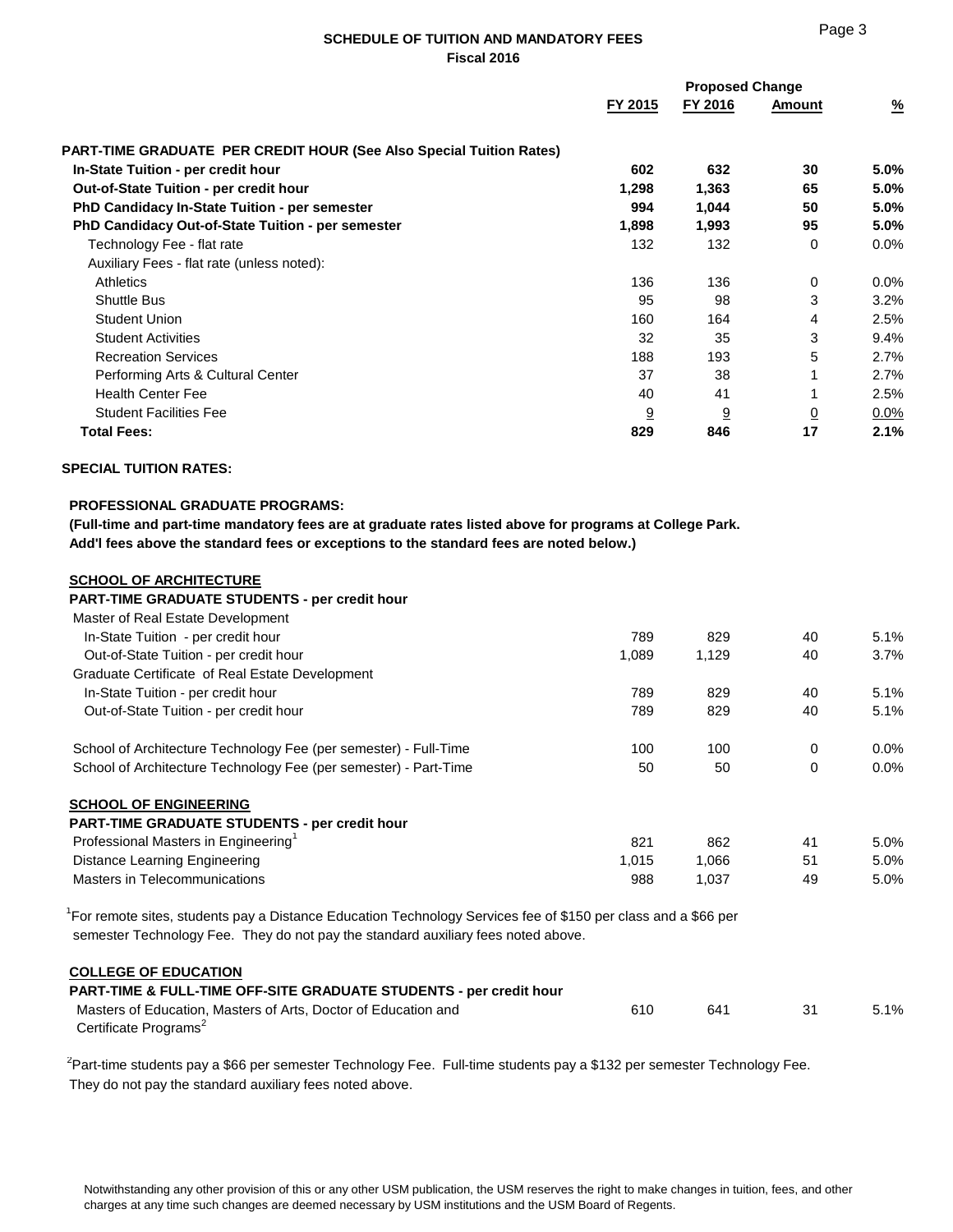## SCHEDULE OF TUITION AND MANDATORY FEES
### Fiscal 2016

| | FY 2015 | FY 2016 | Proposed Change Amount | % |
|---|---|---|---|---|
| **PART-TIME GRADUATE PER CREDIT HOUR (See Also Special Tuition Rates)** | | | | |
| **In-State Tuition - per credit hour** | **602** | **632** | **30** | **5.0%** |
| **Out-of-State Tuition - per credit hour** | **1,298** | **1,363** | **65** | **5.0%** |
| **PhD Candidacy In-State Tuition - per semester** | **994** | **1,044** | **50** | **5.0%** |
| **PhD Candidacy Out-of-State Tuition - per semester** | **1,898** | **1,993** | **95** | **5.0%** |
| Technology Fee - flat rate | 132 | 132 | 0 | 0.0% |
| Auxiliary Fees - flat rate (unless noted): | | | | |
| Athletics | 136 | 136 | 0 | 0.0% |
| Shuttle Bus | 95 | 98 | 3 | 3.2% |
| Student Union | 160 | 164 | 4 | 2.5% |
| Student Activities | 32 | 35 | 3 | 9.4% |
| Recreation Services | 188 | 193 | 5 | 2.7% |
| Performing Arts & Cultural Center | 37 | 38 | 1 | 2.7% |
| Health Center Fee | 40 | 41 | 1 | 2.5% |
| Student Facilities Fee | 9 | 9 | 0 | 0.0% |
| **Total Fees:** | **829** | **846** | **17** | **2.1%** |

**SPECIAL TUITION RATES:**

**PROFESSIONAL GRADUATE PROGRAMS:**

**(Full-time and part-time mandatory fees are at graduate rates listed above for programs at College Park. Add'l fees above the standard fees or exceptions to the standard fees are noted below.)**

| | FY 2015 | FY 2016 | Amount | % |
|---|---|---|---|---|
| **SCHOOL OF ARCHITECTURE** | | | | |
| **PART-TIME GRADUATE STUDENTS - per credit hour** | | | | |
| Master of Real Estate Development | | | | |
| In-State Tuition - per credit hour | 789 | 829 | 40 | 5.1% |
| Out-of-State Tuition - per credit hour | 1,089 | 1,129 | 40 | 3.7% |
| Graduate Certificate of Real Estate Development | | | | |
| In-State Tuition - per credit hour | 789 | 829 | 40 | 5.1% |
| Out-of-State Tuition - per credit hour | 789 | 829 | 40 | 5.1% |
| School of Architecture Technology Fee (per semester) - Full-Time | 100 | 100 | 0 | 0.0% |
| School of Architecture Technology Fee (per semester) - Part-Time | 50 | 50 | 0 | 0.0% |
| **SCHOOL OF ENGINEERING** | | | | |
| **PART-TIME GRADUATE STUDENTS - per credit hour** | | | | |
| Professional Masters in Engineering[1] | 821 | 862 | 41 | 5.0% |
| Distance Learning Engineering | 1,015 | 1,066 | 51 | 5.0% |
| Masters in Telecommunications | 988 | 1,037 | 49 | 5.0% |

[1]For remote sites, students pay a Distance Education Technology Services fee of $150 per class and a $66 per semester Technology Fee. They do not pay the standard auxiliary fees noted above.

| | FY 2015 | FY 2016 | Amount | % |
|---|---|---|---|---|
| **COLLEGE OF EDUCATION** | | | | |
| **PART-TIME & FULL-TIME OFF-SITE GRADUATE STUDENTS - per credit hour** | | | | |
| Masters of Education, Masters of Arts, Doctor of Education and Certificate Programs[2] | 610 | 641 | 31 | 5.1% |

[2]Part-time students pay a $66 per semester Technology Fee. Full-time students pay a $132 per semester Technology Fee. They do not pay the standard auxiliary fees noted above.

Notwithstanding any other provision of this or any other USM publication, the USM reserves the right to make changes in tuition, fees, and other charges at any time such changes are deemed necessary by USM institutions and the USM Board of Regents.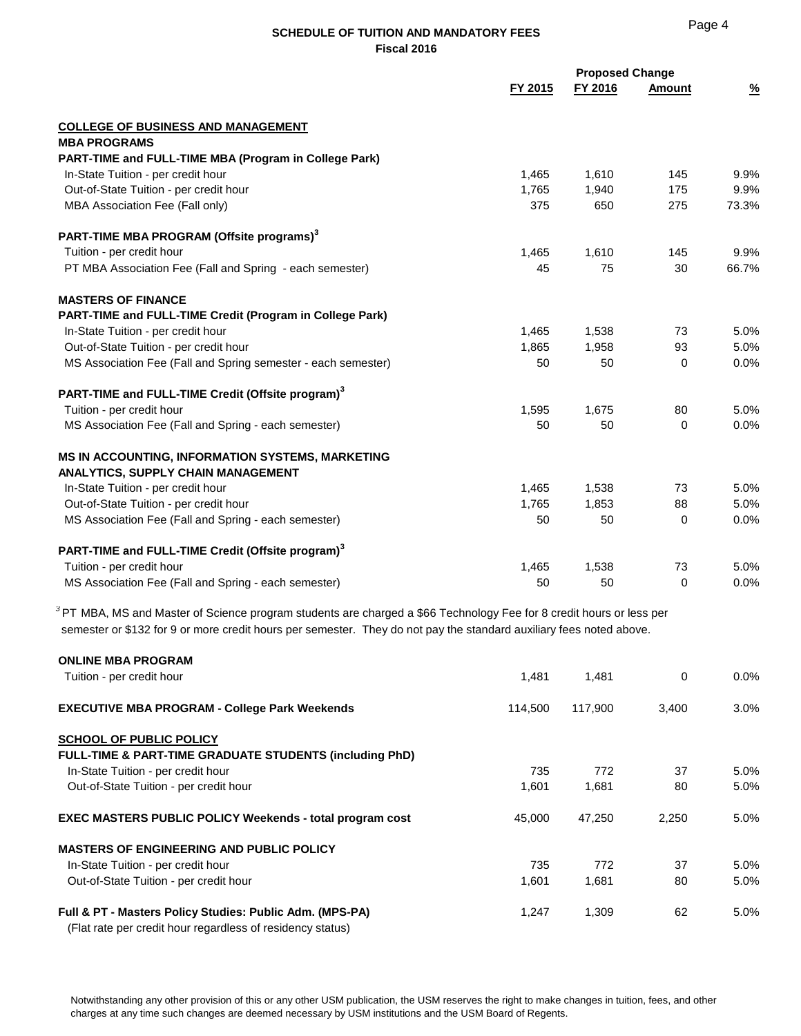## SCHEDULE OF TUITION AND MANDATORY FEES
### Fiscal 2016

| | FY 2015 | FY 2016 | Proposed Change Amount | % |
|---|---|---|---|---|
| **COLLEGE OF BUSINESS AND MANAGEMENT** | | | | |
| **MBA PROGRAMS** | | | | |
| **PART-TIME and FULL-TIME MBA (Program in College Park)** | | | | |
| In-State Tuition - per credit hour | 1,465 | 1,610 | 145 | 9.9% |
| Out-of-State Tuition - per credit hour | 1,765 | 1,940 | 175 | 9.9% |
| MBA Association Fee (Fall only) | 375 | 650 | 275 | 73.3% |
| **PART-TIME MBA PROGRAM (Offsite programs)[3]** | | | | |
| Tuition - per credit hour | 1,465 | 1,610 | 145 | 9.9% |
| PT MBA Association Fee (Fall and Spring - each semester) | 45 | 75 | 30 | 66.7% |
| **MASTERS OF FINANCE** | | | | |
| **PART-TIME and FULL-TIME Credit (Program in College Park)** | | | | |
| In-State Tuition - per credit hour | 1,465 | 1,538 | 73 | 5.0% |
| Out-of-State Tuition - per credit hour | 1,865 | 1,958 | 93 | 5.0% |
| MS Association Fee (Fall and Spring semester - each semester) | 50 | 50 | 0 | 0.0% |
| **PART-TIME and FULL-TIME Credit (Offsite program)[3]** | | | | |
| Tuition - per credit hour | 1,595 | 1,675 | 80 | 5.0% |
| MS Association Fee (Fall and Spring - each semester) | 50 | 50 | 0 | 0.0% |
| **MS IN ACCOUNTING, INFORMATION SYSTEMS, MARKETING ANALYTICS, SUPPLY CHAIN MANAGEMENT** | | | | |
| In-State Tuition - per credit hour | 1,465 | 1,538 | 73 | 5.0% |
| Out-of-State Tuition - per credit hour | 1,765 | 1,853 | 88 | 5.0% |
| MS Association Fee (Fall and Spring - each semester) | 50 | 50 | 0 | 0.0% |
| **PART-TIME and FULL-TIME Credit (Offsite program)[3]** | | | | |
| Tuition - per credit hour | 1,465 | 1,538 | 73 | 5.0% |
| MS Association Fee (Fall and Spring - each semester) | 50 | 50 | 0 | 0.0% |

[3] PT MBA, MS and Master of Science program students are charged a $66 Technology Fee for 8 credit hours or less per semester or $132 for 9 or more credit hours per semester. They do not pay the standard auxiliary fees noted above.

| | FY 2015 | FY 2016 | Proposed Change Amount | % |
|---|---|---|---|---|
| **ONLINE MBA PROGRAM** | | | | |
| Tuition - per credit hour | 1,481 | 1,481 | 0 | 0.0% |
| **EXECUTIVE MBA PROGRAM - College Park Weekends** | 114,500 | 117,900 | 3,400 | 3.0% |
| **SCHOOL OF PUBLIC POLICY** | | | | |
| **FULL-TIME & PART-TIME GRADUATE STUDENTS (including PhD)** | | | | |
| In-State Tuition - per credit hour | 735 | 772 | 37 | 5.0% |
| Out-of-State Tuition - per credit hour | 1,601 | 1,681 | 80 | 5.0% |
| **EXEC MASTERS PUBLIC POLICY Weekends - total program cost** | 45,000 | 47,250 | 2,250 | 5.0% |
| **MASTERS OF ENGINEERING AND PUBLIC POLICY** | | | | |
| In-State Tuition - per credit hour | 735 | 772 | 37 | 5.0% |
| Out-of-State Tuition - per credit hour | 1,601 | 1,681 | 80 | 5.0% |
| **Full & PT - Masters Policy Studies: Public Adm. (MPS-PA)** (Flat rate per credit hour regardless of residency status) | 1,247 | 1,309 | 62 | 5.0% |

Notwithstanding any other provision of this or any other USM publication, the USM reserves the right to make changes in tuition, fees, and other charges at any time such changes are deemed necessary by USM institutions and the USM Board of Regents.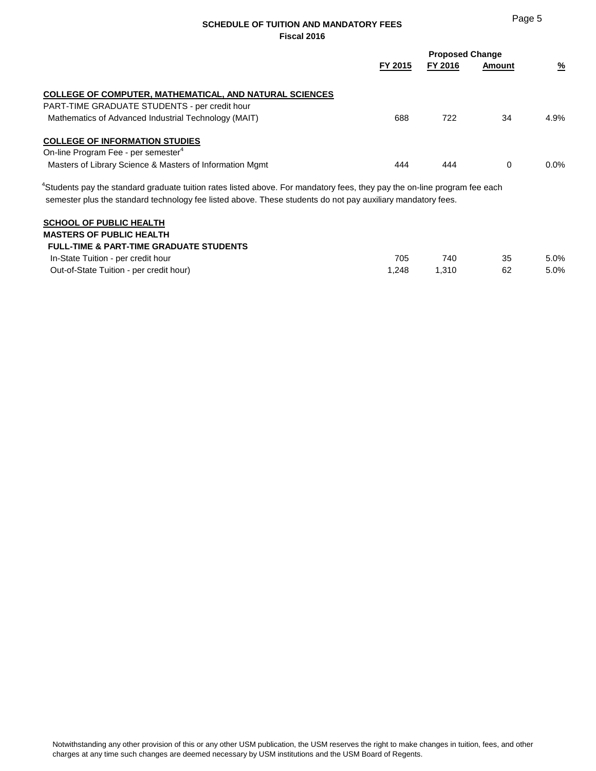## SCHEDULE OF TUITION AND MANDATORY FEES
### Fiscal 2016

| | FY 2015 | FY 2016 | Proposed Change Amount | % |
|---|---|---|---|---|
| **COLLEGE OF COMPUTER, MATHEMATICAL, AND NATURAL SCIENCES** | | | | |
| PART-TIME GRADUATE STUDENTS - per credit hour | | | | |
| Mathematics of Advanced Industrial Technology (MAIT) | 688 | 722 | 34 | 4.9% |
| **COLLEGE OF INFORMATION STUDIES** | | | | |
| On-line Program Fee - per semester[4] | | | | |
| Masters of Library Science & Masters of Information Mgmt | 444 | 444 | 0 | 0.0% |

[4]Students pay the standard graduate tuition rates listed above. For mandatory fees, they pay the on-line program fee each semester plus the standard technology fee listed above. These students do not pay auxiliary mandatory fees.

| | FY 2015 | FY 2016 | Proposed Change Amount | % |
|---|---|---|---|---|
| **SCHOOL OF PUBLIC HEALTH** | | | | |
| **MASTERS OF PUBLIC HEALTH** | | | | |
| **FULL-TIME & PART-TIME GRADUATE STUDENTS** | | | | |
| In-State Tuition - per credit hour | 705 | 740 | 35 | 5.0% |
| Out-of-State Tuition - per credit hour) | 1,248 | 1,310 | 62 | 5.0% |

Notwithstanding any other provision of this or any other USM publication, the USM reserves the right to make changes in tuition, fees, and other charges at any time such changes are deemed necessary by USM institutions and the USM Board of Regents.